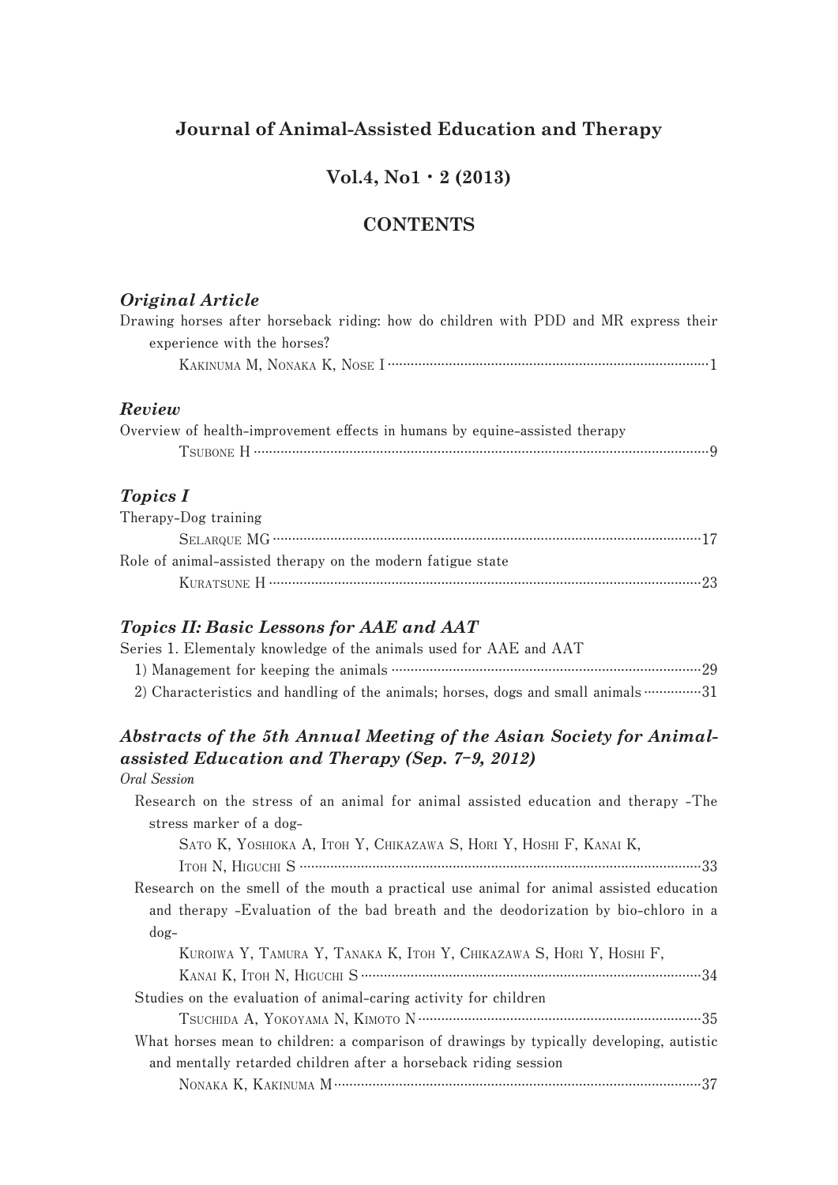# Journal of Animal-Assisted Education and Therapy

## Vol.4, No1・2 (2013)

## CONTENTS

### *Original Article*

Drawing horses after horseback riding: how do children with PDD and MR express their experience with the horses?
KAKINUMA M, NONAKA K, NOSE I ········ 1

### *Review*

Overview of health-improvement effects in humans by equine-assisted therapy
TSUBONE H ········ 9

### *Topics I*

Therapy-Dog training
SELARQUE MG ········ 17

Role of animal-assisted therapy on the modern fatigue state
KURATSUNE H ········ 23

### *Topics II: Basic Lessons for AAE and AAT*

Series 1. Elementaly knowledge of the animals used for AAE and AAT
1) Management for keeping the animals ········ 29
2) Characteristics and handling of the animals; horses, dogs and small animals ········ 31

### *Abstracts of the 5th Annual Meeting of the Asian Society for Animal-assisted Education and Therapy (Sep. 7-9, 2012)*

*Oral Session*

Research on the stress of an animal for animal assisted education and therapy -The stress marker of a dog-
SATO K, YOSHIOKA A, ITOH Y, CHIKAZAWA S, HORI Y, HOSHI F, KANAI K, ITOH N, HIGUCHI S ········ 33

Research on the smell of the mouth a practical use animal for animal assisted education and therapy -Evaluation of the bad breath and the deodorization by bio-chloro in a dog-
KUROIWA Y, TAMURA Y, TANAKA K, ITOH Y, CHIKAZAWA S, HORI Y, HOSHI F, KANAI K, ITOH N, HIGUCHI S ········ 34

Studies on the evaluation of animal-caring activity for children
TSUCHIDA A, YOKOYAMA N, KIMOTO N ········ 35

What horses mean to children: a comparison of drawings by typically developing, autistic and mentally retarded children after a horseback riding session
NONAKA K, KAKINUMA M ········ 37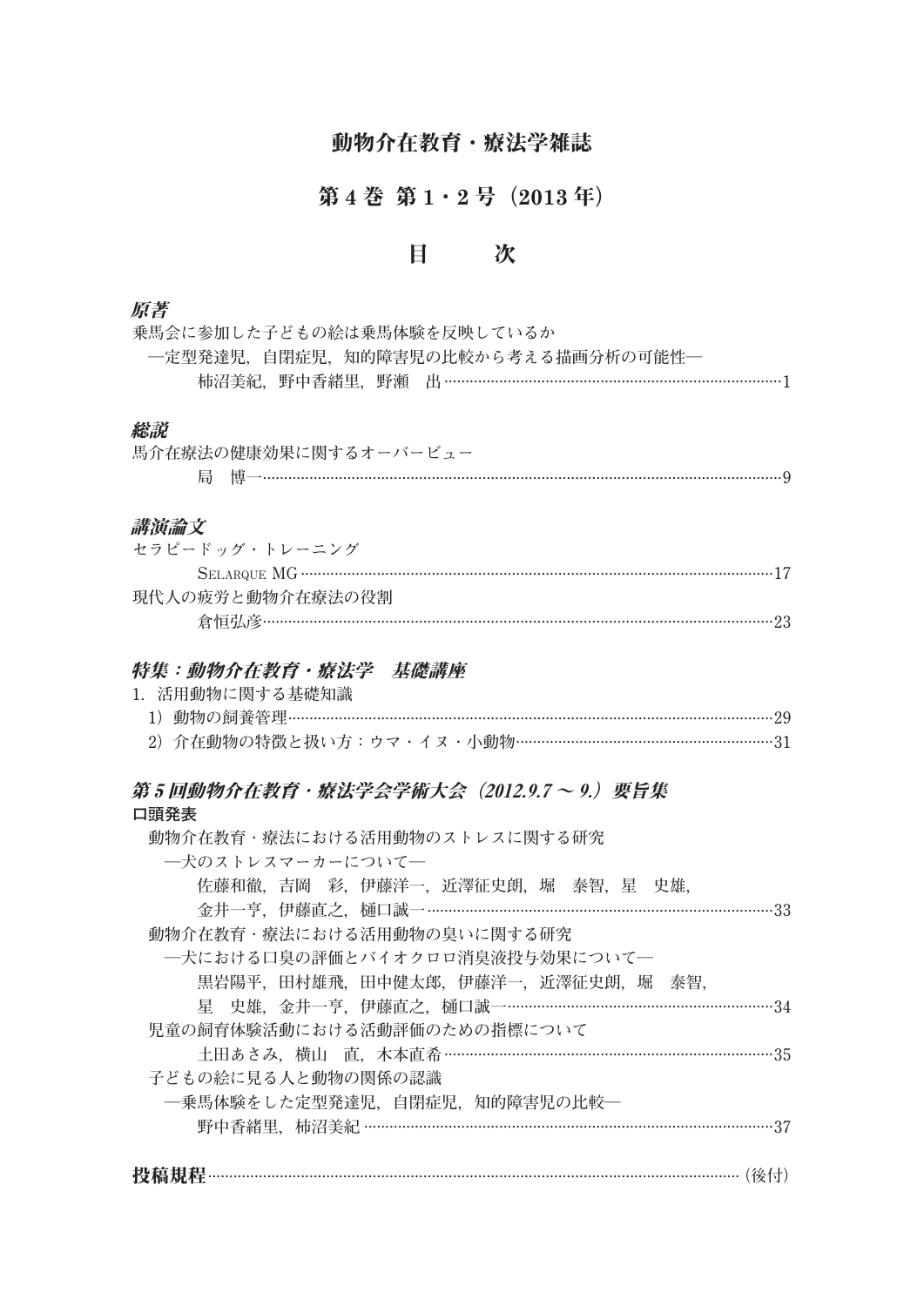# 動物介在教育・療法学雑誌

## 第 4 巻 第 1・2 号（2013 年）

## 目　　次

### *原著*

乗馬会に参加した子どもの絵は乗馬体験を反映しているか
—定型発達児，自閉症児，知的障害児の比較から考える描画分析の可能性—
柿沼美紀，野中香緒里，野瀬　出 ……………………………………………………………1

### *総説*

馬介在療法の健康効果に関するオーバービュー
局　博一……………………………………………………………………………………9

### *講演論文*

セラピードッグ・トレーニング
Selarque MG ……………………………………………………………………………17

現代人の疲労と動物介在療法の役割
倉恒弘彦……………………………………………………………………………………23

### *特集：動物介在教育・療法学　基礎講座*

1. 活用動物に関する基礎知識
   1）動物の飼養管理……………………………………………………………………………29
   2）介在動物の特徴と扱い方：ウマ・イヌ・小動物…………………………………………31

### *第 5 回動物介在教育・療法学会学術大会（2012.9.7 ～ 9.）要旨集*

**口頭発表**

動物介在教育・療法における活用動物のストレスに関する研究
—犬のストレスマーカーについて—
佐藤和徹，吉岡　彩，伊藤洋一，近澤征史朗，堀　泰智，星　史雄，
金井一亨，伊藤直之，樋口誠一 ……………………………………………………………33

動物介在教育・療法における活用動物の臭いに関する研究
—犬における口臭の評価とバイオクロロ消臭液投与効果について—
黒岩陽平，田村雄飛，田中健太郎，伊藤洋一，近澤征史朗，堀　泰智，
星　史雄，金井一亨，伊藤直之，樋口誠一……………………………………………………34

児童の飼育体験活動における活動評価のための指標について
土田あさみ，横山　直，木本直希 ……………………………………………………………35

子どもの絵に見る人と動物の関係の認識
—乗馬体験をした定型発達児，自閉症児，知的障害児の比較—
野中香緒里，柿沼美紀 ………………………………………………………………………37

**投稿規程**………………………………………………………………………………………（後付）